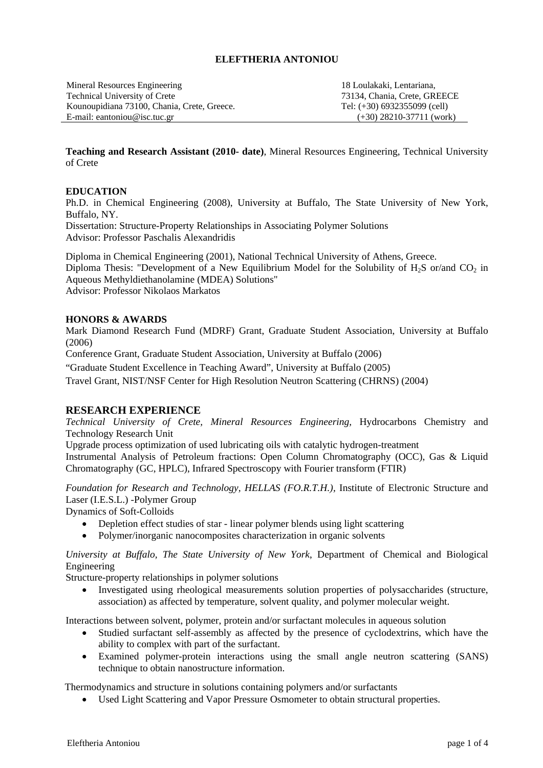# ELEFTHERIA ANTONIOU

Mineral Resources Engineering
Technical University of Crete
Kounoupidiana 73100, Chania, Crete, Greece.
E-mail: eantoniou@isc.tuc.gr

18 Loulakaki, Lentariana,
73134, Chania, Crete, GREECE
Tel: (+30) 6932355099 (cell)
(+30) 28210-37711 (work)

**Teaching and Research Assistant (2010- date)**, Mineral Resources Engineering, Technical University of Crete

## EDUCATION

Ph.D. in Chemical Engineering (2008), University at Buffalo, The State University of New York, Buffalo, NY.
Dissertation: Structure-Property Relationships in Associating Polymer Solutions
Advisor: Professor Paschalis Alexandridis

Diploma in Chemical Engineering (2001), National Technical University of Athens, Greece.
Diploma Thesis: "Development of a New Equilibrium Model for the Solubility of $H_2S$ or/and $CO_2$ in Aqueous Methyldiethanolamine (MDEA) Solutions"
Advisor: Professor Nikolaos Markatos

## HONORS & AWARDS

Mark Diamond Research Fund (MDRF) Grant, Graduate Student Association, University at Buffalo (2006)

Conference Grant, Graduate Student Association, University at Buffalo (2006)

"Graduate Student Excellence in Teaching Award", University at Buffalo (2005)

Travel Grant, NIST/NSF Center for High Resolution Neutron Scattering (CHRNS) (2004)

## RESEARCH EXPERIENCE

*Technical University of Crete, Mineral Resources Engineering*, Hydrocarbons Chemistry and Technology Research Unit
Upgrade process optimization of used lubricating oils with catalytic hydrogen-treatment
Instrumental Analysis of Petroleum fractions: Open Column Chromatography (OCC), Gas & Liquid Chromatography (GC, HPLC), Infrared Spectroscopy with Fourier transform (FTIR)

*Foundation for Research and Technology, HELLAS (FO.R.T.H.),* Institute of Electronic Structure and Laser (I.E.S.L.) -Polymer Group
Dynamics of Soft-Colloids

- Depletion effect studies of star - linear polymer blends using light scattering
- Polymer/inorganic nanocomposites characterization in organic solvents

*University at Buffalo, The State University of New York*, Department of Chemical and Biological Engineering
Structure-property relationships in polymer solutions

- Investigated using rheological measurements solution properties of polysaccharides (structure, association) as affected by temperature, solvent quality, and polymer molecular weight.

Interactions between solvent, polymer, protein and/or surfactant molecules in aqueous solution

- Studied surfactant self-assembly as affected by the presence of cyclodextrins, which have the ability to complex with part of the surfactant.
- Examined polymer-protein interactions using the small angle neutron scattering (SANS) technique to obtain nanostructure information.

Thermodynamics and structure in solutions containing polymers and/or surfactants

- Used Light Scattering and Vapor Pressure Osmometer to obtain structural properties.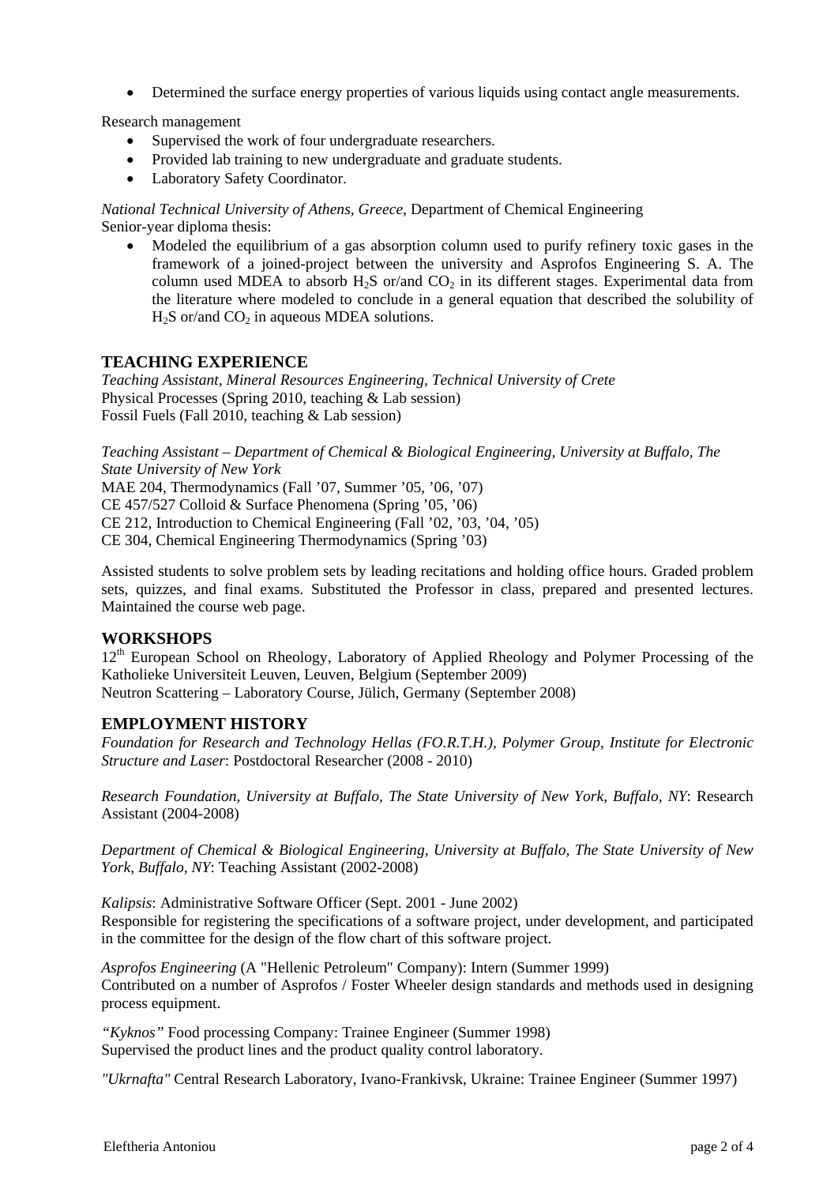- Determined the surface energy properties of various liquids using contact angle measurements.

Research management

- Supervised the work of four undergraduate researchers.
- Provided lab training to new undergraduate and graduate students.
- Laboratory Safety Coordinator.

*National Technical University of Athens, Greece*, Department of Chemical Engineering
Senior-year diploma thesis:

- Modeled the equilibrium of a gas absorption column used to purify refinery toxic gases in the framework of a joined-project between the university and Asprofos Engineering S. A. The column used MDEA to absorb $H_2S$ or/and $CO_2$ in its different stages. Experimental data from the literature where modeled to conclude in a general equation that described the solubility of $H_2S$ or/and $CO_2$ in aqueous MDEA solutions.

## TEACHING EXPERIENCE

*Teaching Assistant, Mineral Resources Engineering, Technical University of Crete*
Physical Processes (Spring 2010, teaching & Lab session)
Fossil Fuels (Fall 2010, teaching & Lab session)

*Teaching Assistant – Department of Chemical & Biological Engineering, University at Buffalo, The State University of New York*
MAE 204, Thermodynamics (Fall '07, Summer '05, '06, '07)
CE 457/527 Colloid & Surface Phenomena (Spring '05, '06)
CE 212, Introduction to Chemical Engineering (Fall '02, '03, '04, '05)
CE 304, Chemical Engineering Thermodynamics (Spring '03)

Assisted students to solve problem sets by leading recitations and holding office hours. Graded problem sets, quizzes, and final exams. Substituted the Professor in class, prepared and presented lectures. Maintained the course web page.

## WORKSHOPS

12th European School on Rheology, Laboratory of Applied Rheology and Polymer Processing of the Katholieke Universiteit Leuven, Leuven, Belgium (September 2009)
Neutron Scattering – Laboratory Course, Jülich, Germany (September 2008)

## EMPLOYMENT HISTORY

*Foundation for Research and Technology Hellas (FO.R.T.H.), Polymer Group, Institute for Electronic Structure and Laser*: Postdoctoral Researcher (2008 - 2010)

*Research Foundation, University at Buffalo, The State University of New York, Buffalo, NY*: Research Assistant (2004-2008)

*Department of Chemical & Biological Engineering, University at Buffalo, The State University of New York, Buffalo, NY*: Teaching Assistant (2002-2008)

*Kalipsis*: Administrative Software Officer (Sept. 2001 - June 2002)
Responsible for registering the specifications of a software project, under development, and participated in the committee for the design of the flow chart of this software project.

*Asprofos Engineering* (A "Hellenic Petroleum" Company): Intern (Summer 1999)
Contributed on a number of Asprofos / Foster Wheeler design standards and methods used in designing process equipment.

*"Kyknos"* Food processing Company: Trainee Engineer (Summer 1998)
Supervised the product lines and the product quality control laboratory.

*"Ukrnafta"* Central Research Laboratory, Ivano-Frankivsk, Ukraine: Trainee Engineer (Summer 1997)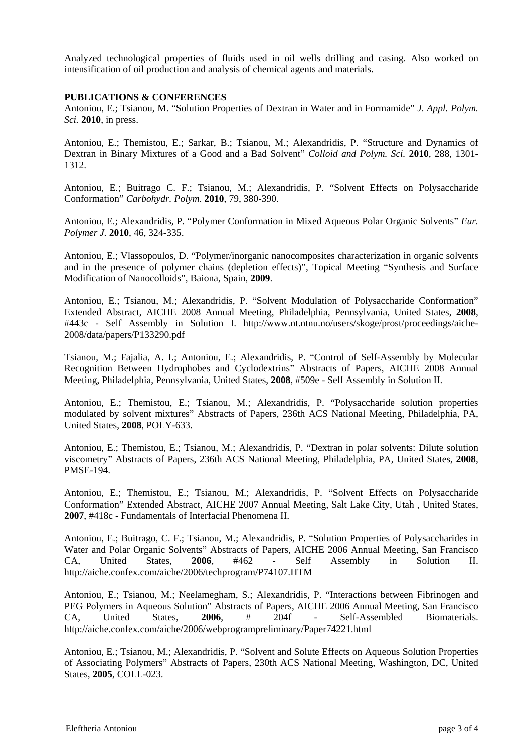Analyzed technological properties of fluids used in oil wells drilling and casing. Also worked on intensification of oil production and analysis of chemical agents and materials.

**PUBLICATIONS & CONFERENCES**

Antoniou, E.; Tsianou, M. "Solution Properties of Dextran in Water and in Formamide" *J. Appl. Polym. Sci.* **2010**, in press.

Antoniou, E.; Themistou, E.; Sarkar, B.; Tsianou, M.; Alexandridis, P. "Structure and Dynamics of Dextran in Binary Mixtures of a Good and a Bad Solvent" *Colloid and Polym. Sci.* **2010**, 288, 1301-1312.

Antoniou, E.; Buitrago C. F.; Tsianou, M.; Alexandridis, P. "Solvent Effects on Polysaccharide Conformation" *Carbohydr. Polym*. **2010**, 79, 380-390.

Antoniou, E.; Alexandridis, P. "Polymer Conformation in Mixed Aqueous Polar Organic Solvents" *Eur. Polymer J.* **2010**, 46, 324-335.

Antoniou, E.; Vlassopoulos, D. "Polymer/inorganic nanocomposites characterization in organic solvents and in the presence of polymer chains (depletion effects)", Topical Meeting "Synthesis and Surface Modification of Nanocolloids", Baiona, Spain, **2009**.

Antoniou, E.; Tsianou, M.; Alexandridis, P. "Solvent Modulation of Polysaccharide Conformation" Extended Abstract, AICHE 2008 Annual Meeting, Philadelphia, Pennsylvania, United States, **2008**, #443c - Self Assembly in Solution I. http://www.nt.ntnu.no/users/skoge/prost/proceedings/aiche-2008/data/papers/P133290.pdf

Tsianou, M.; Fajalia, A. I.; Antoniou, E.; Alexandridis, P. "Control of Self-Assembly by Molecular Recognition Between Hydrophobes and Cyclodextrins" Abstracts of Papers, AICHE 2008 Annual Meeting, Philadelphia, Pennsylvania, United States, **2008**, #509e - Self Assembly in Solution II.

Antoniou, E.; Themistou, E.; Tsianou, M.; Alexandridis, P. "Polysaccharide solution properties modulated by solvent mixtures" Abstracts of Papers, 236th ACS National Meeting, Philadelphia, PA, United States, **2008**, POLY-633.

Antoniou, E.; Themistou, E.; Tsianou, M.; Alexandridis, P. "Dextran in polar solvents: Dilute solution viscometry" Abstracts of Papers, 236th ACS National Meeting, Philadelphia, PA, United States, **2008**, PMSE-194.

Antoniou, E.; Themistou, E.; Tsianou, M.; Alexandridis, P. "Solvent Effects on Polysaccharide Conformation" Extended Abstract, AICHE 2007 Annual Meeting, Salt Lake City, Utah , United States, **2007**, #418c - Fundamentals of Interfacial Phenomena II.

Antoniou, E.; Buitrago, C. F.; Tsianou, M.; Alexandridis, P. "Solution Properties of Polysaccharides in Water and Polar Organic Solvents" Abstracts of Papers, AICHE 2006 Annual Meeting, San Francisco CA, United States, **2006**, #462 - Self Assembly in Solution II. http://aiche.confex.com/aiche/2006/techprogram/P74107.HTM

Antoniou, E.; Tsianou, M.; Neelamegham, S.; Alexandridis, P. "Interactions between Fibrinogen and PEG Polymers in Aqueous Solution" Abstracts of Papers, AICHE 2006 Annual Meeting, San Francisco CA, United States, **2006**, # 204f - Self-Assembled Biomaterials. http://aiche.confex.com/aiche/2006/webprogrampreliminary/Paper74221.html

Antoniou, E.; Tsianou, M.; Alexandridis, P. "Solvent and Solute Effects on Aqueous Solution Properties of Associating Polymers" Abstracts of Papers, 230th ACS National Meeting, Washington, DC, United States, **2005**, COLL-023.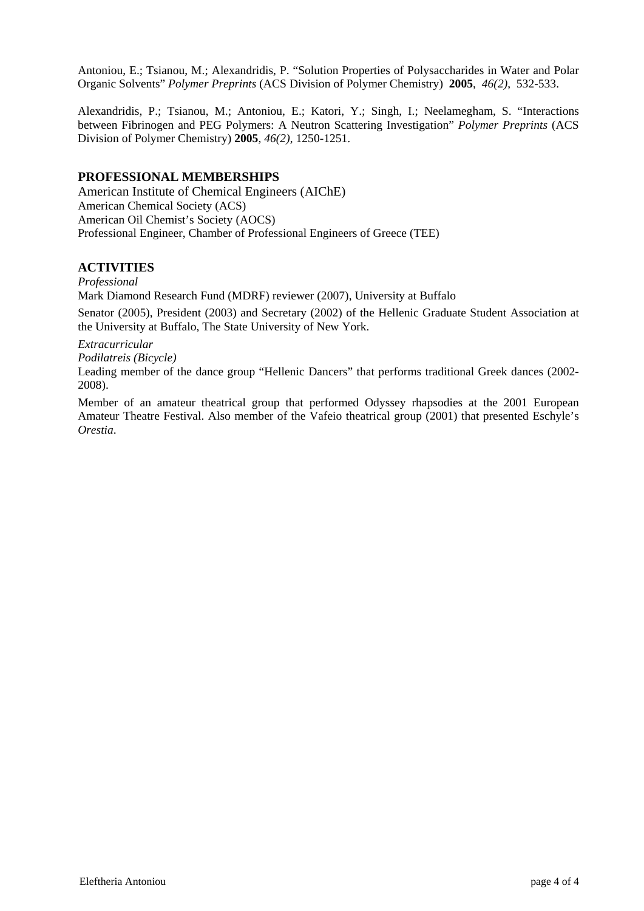Antoniou, E.; Tsianou, M.; Alexandridis, P. "Solution Properties of Polysaccharides in Water and Polar Organic Solvents" *Polymer Preprints* (ACS Division of Polymer Chemistry) **2005**, *46(2)*, 532-533.

Alexandridis, P.; Tsianou, M.; Antoniou, E.; Katori, Y.; Singh, I.; Neelamegham, S. "Interactions between Fibrinogen and PEG Polymers: A Neutron Scattering Investigation" *Polymer Preprints* (ACS Division of Polymer Chemistry) **2005**, *46(2)*, 1250-1251.

## PROFESSIONAL MEMBERSHIPS

American Institute of Chemical Engineers (AIChE)
American Chemical Society (ACS)
American Oil Chemist's Society (AOCS)
Professional Engineer, Chamber of Professional Engineers of Greece (TEE)

## ACTIVITIES

*Professional*

Mark Diamond Research Fund (MDRF) reviewer (2007), University at Buffalo

Senator (2005), President (2003) and Secretary (2002) of the Hellenic Graduate Student Association at the University at Buffalo, The State University of New York.

*Extracurricular*

*Podilatreis (Bicycle)*

Leading member of the dance group "Hellenic Dancers" that performs traditional Greek dances (2002-2008).

Member of an amateur theatrical group that performed Odyssey rhapsodies at the 2001 European Amateur Theatre Festival. Also member of the Vafeio theatrical group (2001) that presented Eschyle's *Orestia*.